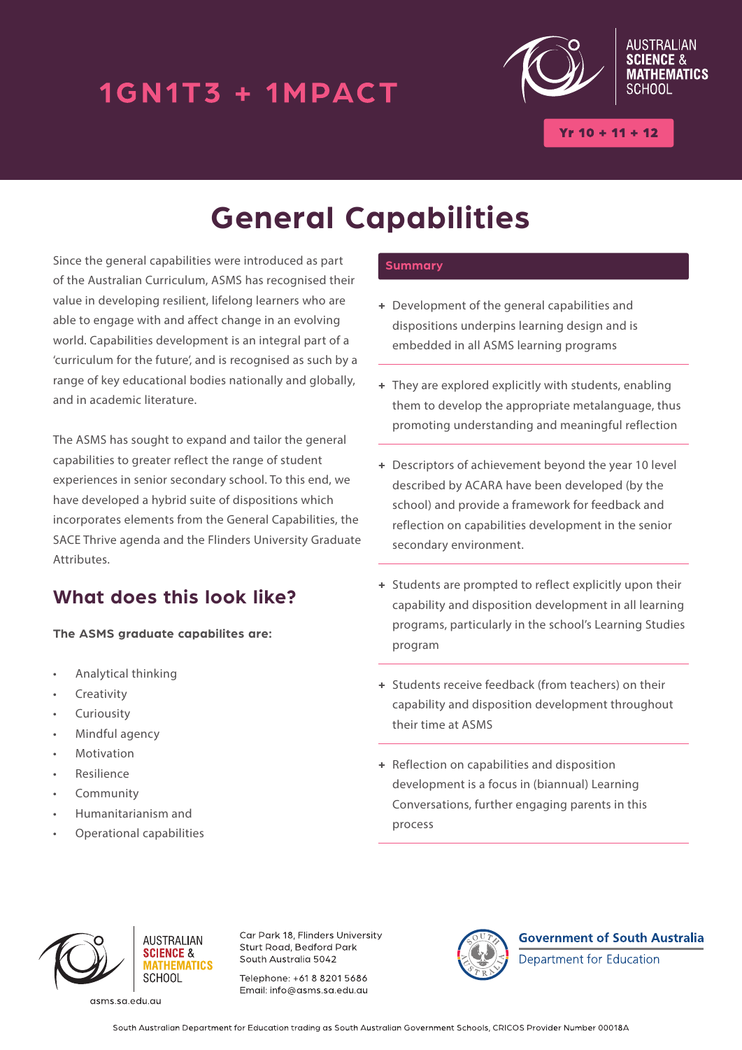1GN1T3 + 1MPACT

AUSTRALIAN SCIENCE & MATHEMATICS SCHOOL

Yr 10 + 11 + 12

# General Capabilities

Since the general capabilities were introduced as part of the Australian Curriculum, ASMS has recognised their value in developing resilient, lifelong learners who are able to engage with and affect change in an evolving world. Capabilities development is an integral part of a 'curriculum for the future', and is recognised as such by a range of key educational bodies nationally and globally, and in academic literature.

The ASMS has sought to expand and tailor the general capabilities to greater reflect the range of student experiences in senior secondary school. To this end, we have developed a hybrid suite of dispositions which incorporates elements from the General Capabilities, the SACE Thrive agenda and the Flinders University Graduate Attributes.

## What does this look like?

**The ASMS graduate capabilites are:**

- Analytical thinking
- Creativity
- Curiousity
- Mindful agency
- Motivation
- Resilience
- Community
- Humanitarianism and
- Operational capabilities

### Summary

+ Development of the general capabilities and dispositions underpins learning design and is embedded in all ASMS learning programs
+ They are explored explicitly with students, enabling them to develop the appropriate metalanguage, thus promoting understanding and meaningful reflection
+ Descriptors of achievement beyond the year 10 level described by ACARA have been developed (by the school) and provide a framework for feedback and reflection on capabilities development in the senior secondary environment.
+ Students are prompted to reflect explicitly upon their capability and disposition development in all learning programs, particularly in the school's Learning Studies program
+ Students receive feedback (from teachers) on their capability and disposition development throughout their time at ASMS
+ Reflection on capabilities and disposition development is a focus in (biannual) Learning Conversations, further engaging parents in this process

AUSTRALIAN SCIENCE & MATHEMATICS SCHOOL

asms.sa.edu.au

Car Park 18, Flinders University
Sturt Road, Bedford Park
South Australia 5042

Telephone: +61 8 8201 5686
Email: info@asms.sa.edu.au

Government of South Australia
Department for Education

South Australian Department for Education trading as South Australian Government Schools, CRICOS Provider Number 00018A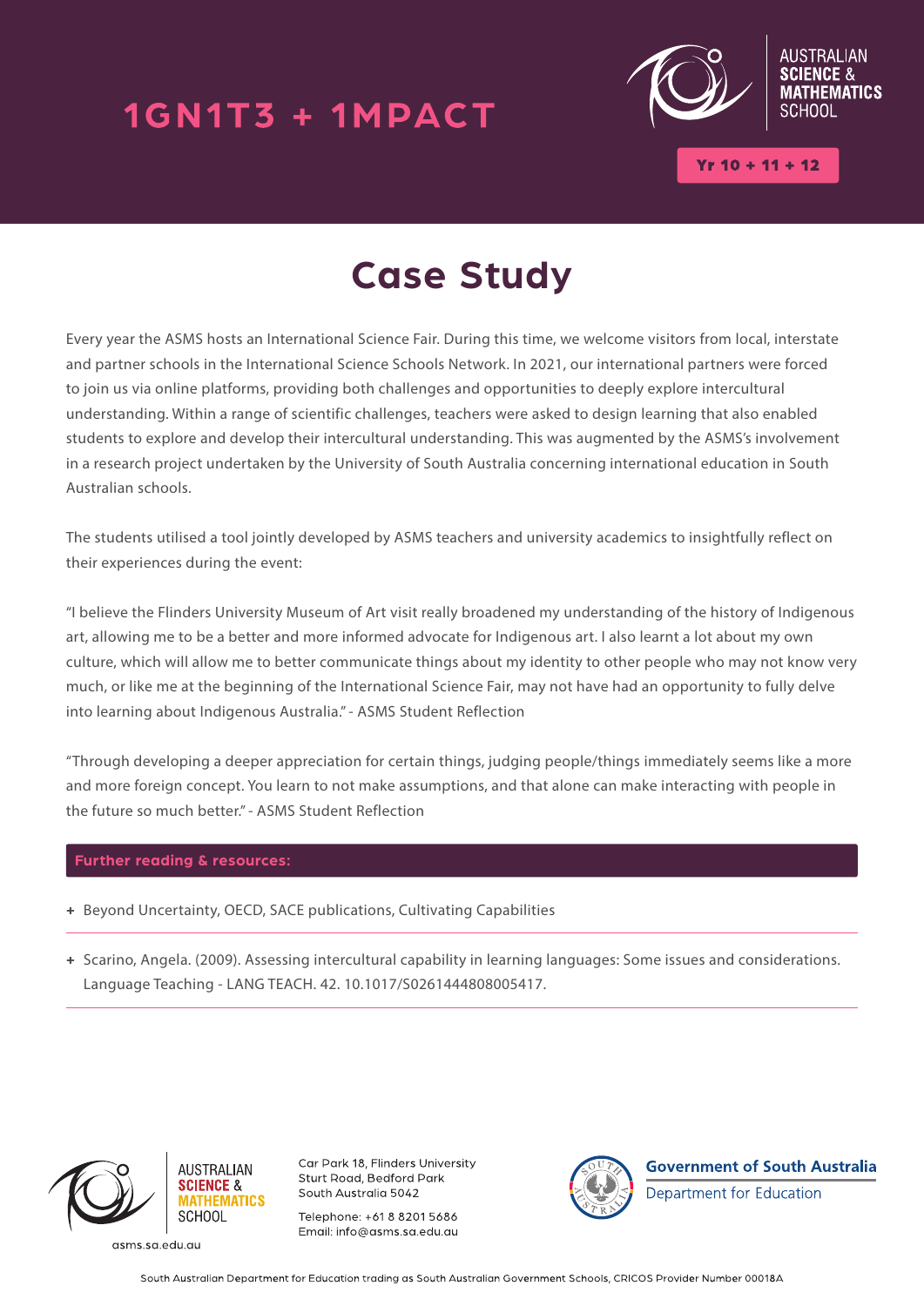1GN1T3 + 1MPACT

AUSTRALIAN SCIENCE & MATHEMATICS SCHOOL

Yr 10 + 11 + 12

# Case Study

Every year the ASMS hosts an International Science Fair. During this time, we welcome visitors from local, interstate and partner schools in the International Science Schools Network. In 2021, our international partners were forced to join us via online platforms, providing both challenges and opportunities to deeply explore intercultural understanding. Within a range of scientific challenges, teachers were asked to design learning that also enabled students to explore and develop their intercultural understanding. This was augmented by the ASMS's involvement in a research project undertaken by the University of South Australia concerning international education in South Australian schools.

The students utilised a tool jointly developed by ASMS teachers and university academics to insightfully reflect on their experiences during the event:

"I believe the Flinders University Museum of Art visit really broadened my understanding of the history of Indigenous art, allowing me to be a better and more informed advocate for Indigenous art. I also learnt a lot about my own culture, which will allow me to better communicate things about my identity to other people who may not know very much, or like me at the beginning of the International Science Fair, may not have had an opportunity to fully delve into learning about Indigenous Australia." - ASMS Student Reflection

"Through developing a deeper appreciation for certain things, judging people/things immediately seems like a more and more foreign concept. You learn to not make assumptions, and that alone can make interacting with people in the future so much better." - ASMS Student Reflection

**Further reading & resources:**

+ Beyond Uncertainty, OECD, SACE publications, Cultivating Capabilities
+ Scarino, Angela. (2009). Assessing intercultural capability in learning languages: Some issues and considerations. Language Teaching - LANG TEACH. 42. 10.1017/S0261444808005417.

AUSTRALIAN SCIENCE & MATHEMATICS SCHOOL
asms.sa.edu.au

Car Park 18, Flinders University
Sturt Road, Bedford Park
South Australia 5042

Telephone: +61 8 8201 5686
Email: info@asms.sa.edu.au

Government of South Australia
Department for Education

South Australian Department for Education trading as South Australian Government Schools, CRICOS Provider Number 00018A